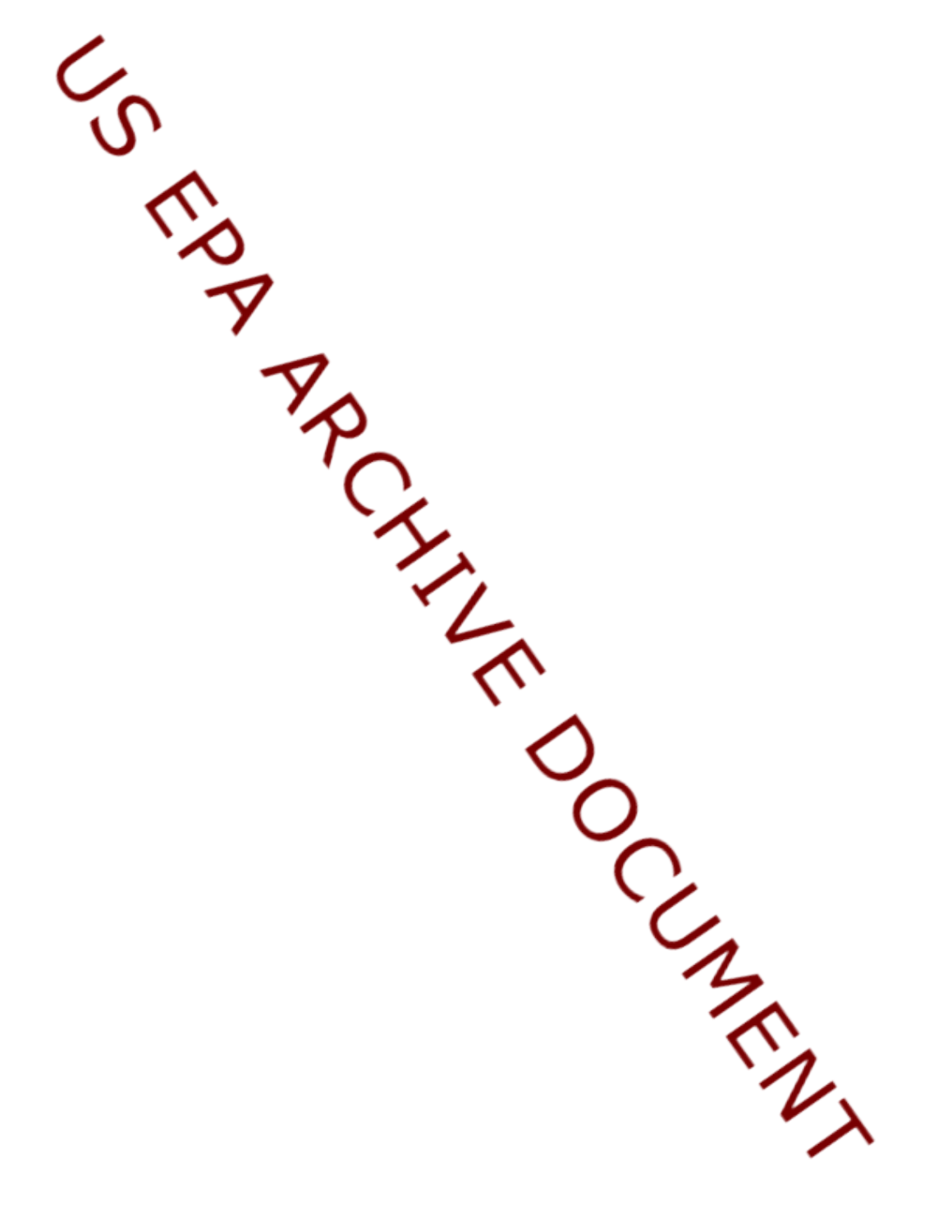US EPA ARCHIVE DOCUMENT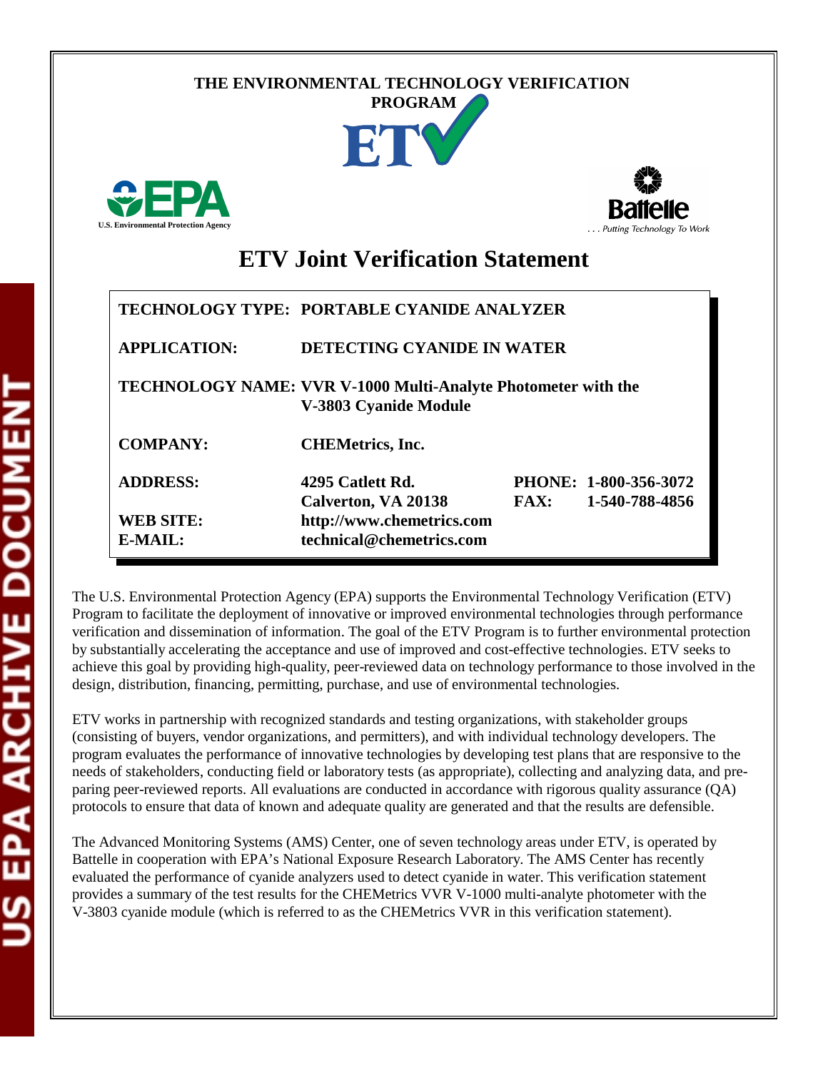THE ENVIRONMENTAL TECHNOLOGY VERIFICATION PROGRAM

# ETV Joint Verification Statement

| | | | |
|---|---|---|---|
| **TECHNOLOGY TYPE:** | **PORTABLE CYANIDE ANALYZER** | | |
| **APPLICATION:** | **DETECTING CYANIDE IN WATER** | | |
| **TECHNOLOGY NAME:** | **VVR V-1000 Multi-Analyte Photometer with the V-3803 Cyanide Module** | | |
| **COMPANY:** | **CHEMetrics, Inc.** | | |
| **ADDRESS:** | **4295 Catlett Rd. Calverton, VA 20138** | **PHONE:** **FAX:** | **1-800-356-3072** **1-540-788-4856** |
| **WEB SITE:** | **http://www.chemetrics.com** | | |
| **E-MAIL:** | **technical@chemetrics.com** | | |

The U.S. Environmental Protection Agency (EPA) supports the Environmental Technology Verification (ETV) Program to facilitate the deployment of innovative or improved environmental technologies through performance verification and dissemination of information. The goal of the ETV Program is to further environmental protection by substantially accelerating the acceptance and use of improved and cost-effective technologies. ETV seeks to achieve this goal by providing high-quality, peer-reviewed data on technology performance to those involved in the design, distribution, financing, permitting, purchase, and use of environmental technologies.

ETV works in partnership with recognized standards and testing organizations, with stakeholder groups (consisting of buyers, vendor organizations, and permitters), and with individual technology developers. The program evaluates the performance of innovative technologies by developing test plans that are responsive to the needs of stakeholders, conducting field or laboratory tests (as appropriate), collecting and analyzing data, and preparing peer-reviewed reports. All evaluations are conducted in accordance with rigorous quality assurance (QA) protocols to ensure that data of known and adequate quality are generated and that the results are defensible.

The Advanced Monitoring Systems (AMS) Center, one of seven technology areas under ETV, is operated by Battelle in cooperation with EPA's National Exposure Research Laboratory. The AMS Center has recently evaluated the performance of cyanide analyzers used to detect cyanide in water. This verification statement provides a summary of the test results for the CHEMetrics VVR V-1000 multi-analyte photometer with the V-3803 cyanide module (which is referred to as the CHEMetrics VVR in this verification statement).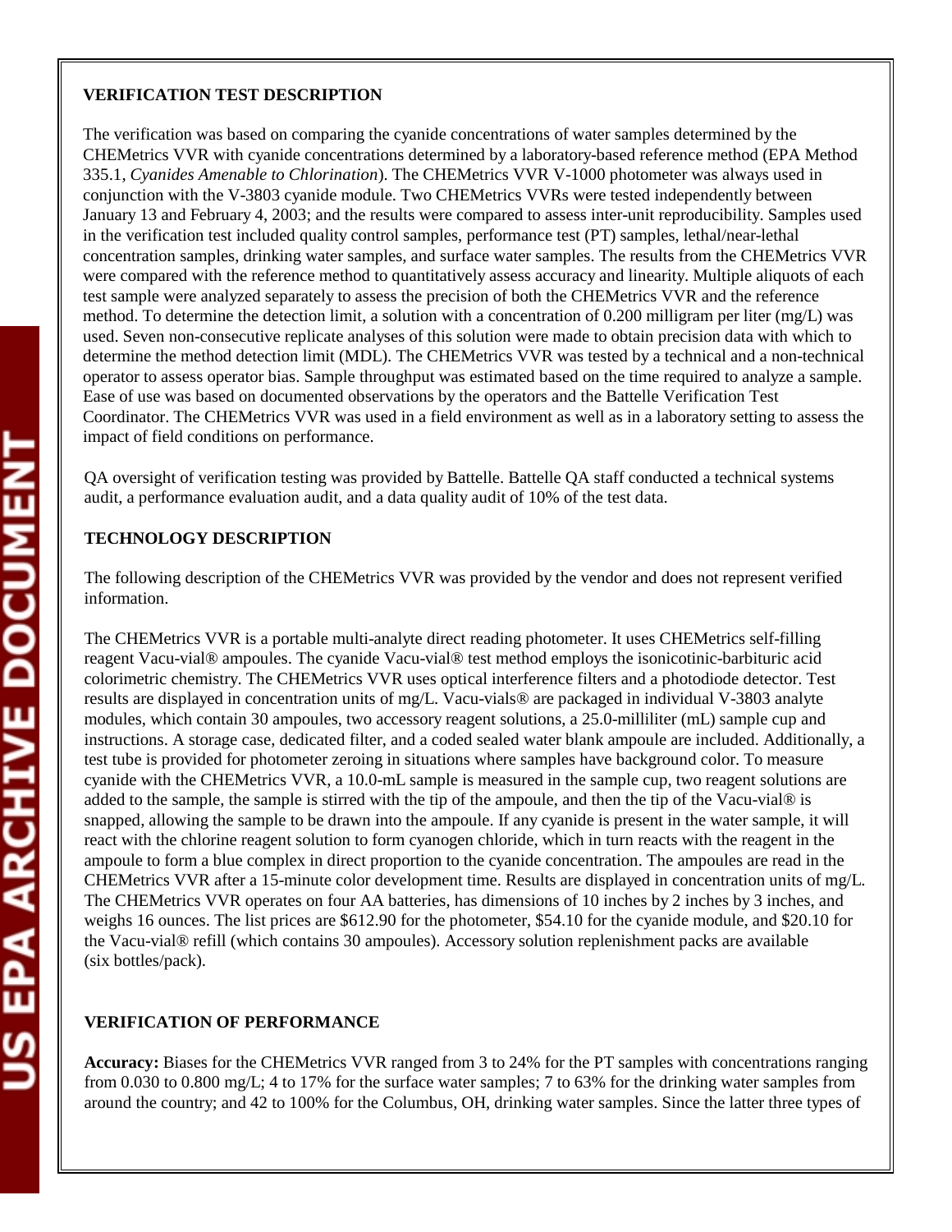## VERIFICATION TEST DESCRIPTION

The verification was based on comparing the cyanide concentrations of water samples determined by the CHEMetrics VVR with cyanide concentrations determined by a laboratory-based reference method (EPA Method 335.1, *Cyanides Amenable to Chlorination*). The CHEMetrics VVR V-1000 photometer was always used in conjunction with the V-3803 cyanide module. Two CHEMetrics VVRs were tested independently between January 13 and February 4, 2003; and the results were compared to assess inter-unit reproducibility. Samples used in the verification test included quality control samples, performance test (PT) samples, lethal/near-lethal concentration samples, drinking water samples, and surface water samples. The results from the CHEMetrics VVR were compared with the reference method to quantitatively assess accuracy and linearity. Multiple aliquots of each test sample were analyzed separately to assess the precision of both the CHEMetrics VVR and the reference method. To determine the detection limit, a solution with a concentration of 0.200 milligram per liter (mg/L) was used. Seven non-consecutive replicate analyses of this solution were made to obtain precision data with which to determine the method detection limit (MDL). The CHEMetrics VVR was tested by a technical and a non-technical operator to assess operator bias. Sample throughput was estimated based on the time required to analyze a sample. Ease of use was based on documented observations by the operators and the Battelle Verification Test Coordinator. The CHEMetrics VVR was used in a field environment as well as in a laboratory setting to assess the impact of field conditions on performance.

QA oversight of verification testing was provided by Battelle. Battelle QA staff conducted a technical systems audit, a performance evaluation audit, and a data quality audit of 10% of the test data.

## TECHNOLOGY DESCRIPTION

The following description of the CHEMetrics VVR was provided by the vendor and does not represent verified information.

The CHEMetrics VVR is a portable multi-analyte direct reading photometer. It uses CHEMetrics self-filling reagent Vacu-vial® ampoules. The cyanide Vacu-vial® test method employs the isonicotinic-barbituric acid colorimetric chemistry. The CHEMetrics VVR uses optical interference filters and a photodiode detector. Test results are displayed in concentration units of mg/L. Vacu-vials® are packaged in individual V-3803 analyte modules, which contain 30 ampoules, two accessory reagent solutions, a 25.0-milliliter (mL) sample cup and instructions. A storage case, dedicated filter, and a coded sealed water blank ampoule are included. Additionally, a test tube is provided for photometer zeroing in situations where samples have background color. To measure cyanide with the CHEMetrics VVR, a 10.0-mL sample is measured in the sample cup, two reagent solutions are added to the sample, the sample is stirred with the tip of the ampoule, and then the tip of the Vacu-vial® is snapped, allowing the sample to be drawn into the ampoule. If any cyanide is present in the water sample, it will react with the chlorine reagent solution to form cyanogen chloride, which in turn reacts with the reagent in the ampoule to form a blue complex in direct proportion to the cyanide concentration. The ampoules are read in the CHEMetrics VVR after a 15-minute color development time. Results are displayed in concentration units of mg/L. The CHEMetrics VVR operates on four AA batteries, has dimensions of 10 inches by 2 inches by 3 inches, and weighs 16 ounces. The list prices are $612.90 for the photometer, $54.10 for the cyanide module, and $20.10 for the Vacu-vial® refill (which contains 30 ampoules). Accessory solution replenishment packs are available (six bottles/pack).

## VERIFICATION OF PERFORMANCE

**Accuracy:** Biases for the CHEMetrics VVR ranged from 3 to 24% for the PT samples with concentrations ranging from 0.030 to 0.800 mg/L; 4 to 17% for the surface water samples; 7 to 63% for the drinking water samples from around the country; and 42 to 100% for the Columbus, OH, drinking water samples. Since the latter three types of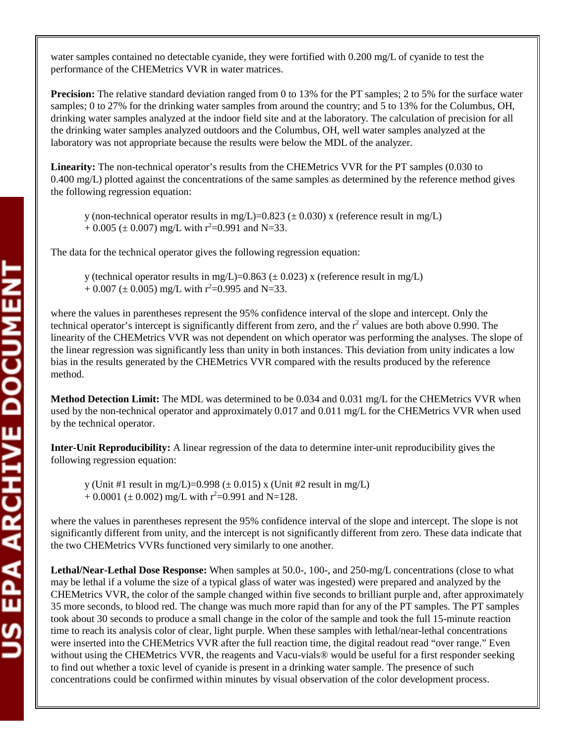water samples contained no detectable cyanide, they were fortified with 0.200 mg/L of cyanide to test the performance of the CHEMetrics VVR in water matrices.

**Precision:** The relative standard deviation ranged from 0 to 13% for the PT samples; 2 to 5% for the surface water samples; 0 to 27% for the drinking water samples from around the country; and 5 to 13% for the Columbus, OH, drinking water samples analyzed at the indoor field site and at the laboratory. The calculation of precision for all the drinking water samples analyzed outdoors and the Columbus, OH, well water samples analyzed at the laboratory was not appropriate because the results were below the MDL of the analyzer.

**Linearity:** The non-technical operator's results from the CHEMetrics VVR for the PT samples (0.030 to 0.400 mg/L) plotted against the concentrations of the same samples as determined by the reference method gives the following regression equation:

y (non-technical operator results in mg/L)=0.823 (± 0.030) x (reference result in mg/L) + 0.005 (± 0.007) mg/L with $r^2$=0.991 and N=33.

The data for the technical operator gives the following regression equation:

y (technical operator results in mg/L)=0.863 (± 0.023) x (reference result in mg/L) + 0.007 (± 0.005) mg/L with $r^2$=0.995 and N=33.

where the values in parentheses represent the 95% confidence interval of the slope and intercept. Only the technical operator's intercept is significantly different from zero, and the $r^2$ values are both above 0.990. The linearity of the CHEMetrics VVR was not dependent on which operator was performing the analyses. The slope of the linear regression was significantly less than unity in both instances. This deviation from unity indicates a low bias in the results generated by the CHEMetrics VVR compared with the results produced by the reference method.

**Method Detection Limit:** The MDL was determined to be 0.034 and 0.031 mg/L for the CHEMetrics VVR when used by the non-technical operator and approximately 0.017 and 0.011 mg/L for the CHEMetrics VVR when used by the technical operator.

**Inter-Unit Reproducibility:** A linear regression of the data to determine inter-unit reproducibility gives the following regression equation:

y (Unit #1 result in mg/L)=0.998 (± 0.015) x (Unit #2 result in mg/L) + 0.0001 (± 0.002) mg/L with $r^2$=0.991 and N=128.

where the values in parentheses represent the 95% confidence interval of the slope and intercept. The slope is not significantly different from unity, and the intercept is not significantly different from zero. These data indicate that the two CHEMetrics VVRs functioned very similarly to one another.

**Lethal/Near-Lethal Dose Response:** When samples at 50.0-, 100-, and 250-mg/L concentrations (close to what may be lethal if a volume the size of a typical glass of water was ingested) were prepared and analyzed by the CHEMetrics VVR, the color of the sample changed within five seconds to brilliant purple and, after approximately 35 more seconds, to blood red. The change was much more rapid than for any of the PT samples. The PT samples took about 30 seconds to produce a small change in the color of the sample and took the full 15-minute reaction time to reach its analysis color of clear, light purple. When these samples with lethal/near-lethal concentrations were inserted into the CHEMetrics VVR after the full reaction time, the digital readout read "over range." Even without using the CHEMetrics VVR, the reagents and Vacu-vials® would be useful for a first responder seeking to find out whether a toxic level of cyanide is present in a drinking water sample. The presence of such concentrations could be confirmed within minutes by visual observation of the color development process.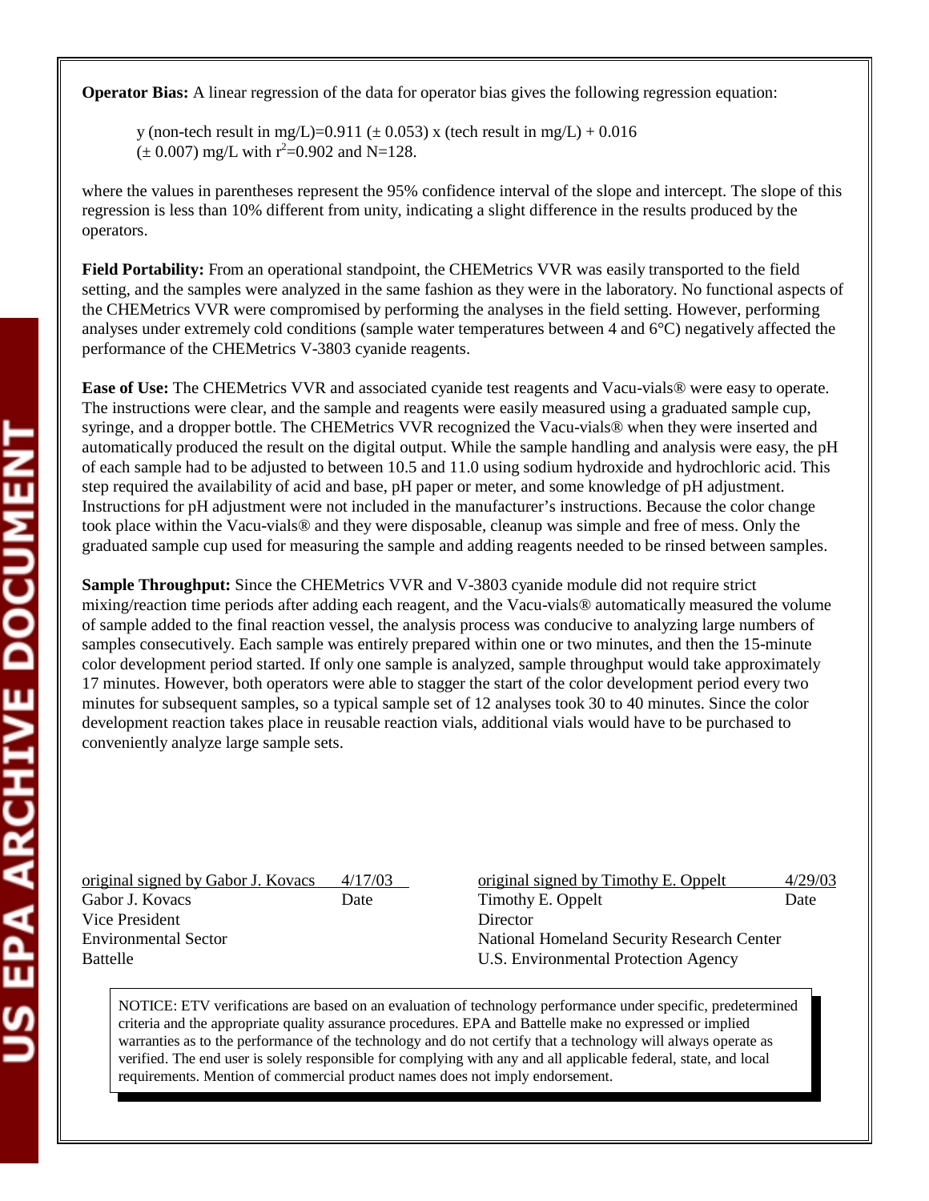**Operator Bias:** A linear regression of the data for operator bias gives the following regression equation:

> y (non-tech result in mg/L)=0.911 (± 0.053) x (tech result in mg/L) + 0.016 (± 0.007) mg/L with $r^2$=0.902 and N=128.

where the values in parentheses represent the 95% confidence interval of the slope and intercept. The slope of this regression is less than 10% different from unity, indicating a slight difference in the results produced by the operators.

**Field Portability:** From an operational standpoint, the CHEMetrics VVR was easily transported to the field setting, and the samples were analyzed in the same fashion as they were in the laboratory. No functional aspects of the CHEMetrics VVR were compromised by performing the analyses in the field setting. However, performing analyses under extremely cold conditions (sample water temperatures between 4 and 6°C) negatively affected the performance of the CHEMetrics V-3803 cyanide reagents.

**Ease of Use:** The CHEMetrics VVR and associated cyanide test reagents and Vacu-vials® were easy to operate. The instructions were clear, and the sample and reagents were easily measured using a graduated sample cup, syringe, and a dropper bottle. The CHEMetrics VVR recognized the Vacu-vials® when they were inserted and automatically produced the result on the digital output. While the sample handling and analysis were easy, the pH of each sample had to be adjusted to between 10.5 and 11.0 using sodium hydroxide and hydrochloric acid. This step required the availability of acid and base, pH paper or meter, and some knowledge of pH adjustment. Instructions for pH adjustment were not included in the manufacturer's instructions. Because the color change took place within the Vacu-vials® and they were disposable, cleanup was simple and free of mess. Only the graduated sample cup used for measuring the sample and adding reagents needed to be rinsed between samples.

**Sample Throughput:** Since the CHEMetrics VVR and V-3803 cyanide module did not require strict mixing/reaction time periods after adding each reagent, and the Vacu-vials® automatically measured the volume of sample added to the final reaction vessel, the analysis process was conducive to analyzing large numbers of samples consecutively. Each sample was entirely prepared within one or two minutes, and then the 15-minute color development period started. If only one sample is analyzed, sample throughput would take approximately 17 minutes. However, both operators were able to stagger the start of the color development period every two minutes for subsequent samples, so a typical sample set of 12 analyses took 30 to 40 minutes. Since the color development reaction takes place in reusable reaction vials, additional vials would have to be purchased to conveniently analyze large sample sets.

| | | | |
|---|---|---|---|
| original signed by Gabor J. Kovacs | 4/17/03 | original signed by Timothy E. Oppelt | 4/29/03 |
| Gabor J. Kovacs | Date | Timothy E. Oppelt | Date |
| Vice President | | Director | |
| Environmental Sector | | National Homeland Security Research Center | |
| Battelle | | U.S. Environmental Protection Agency | |

NOTICE: ETV verifications are based on an evaluation of technology performance under specific, predetermined criteria and the appropriate quality assurance procedures. EPA and Battelle make no expressed or implied warranties as to the performance of the technology and do not certify that a technology will always operate as verified. The end user is solely responsible for complying with any and all applicable federal, state, and local requirements. Mention of commercial product names does not imply endorsement.